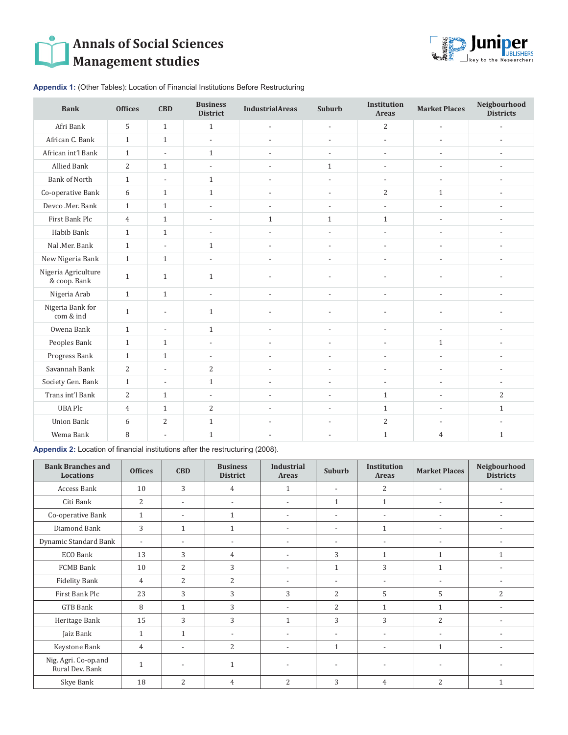**Appendix 1:** (Other Tables): Location of Financial Institutions Before Restructuring

| Bank | Offices | CBD | Business District | IndustrialAreas | Suburb | Institution Areas | Market Places | Neigbourhood Districts |
|---|---|---|---|---|---|---|---|---|
| Afri Bank | 5 | 1 | 1 | - | - | 2 | - | - |
| African C. Bank | 1 | 1 | - | - | - | - | - | - |
| African int'l Bank | 1 | - | 1 | - | - | - | - | - |
| Allied Bank | 2 | 1 | - | - | 1 | - | - | - |
| Bank of North | 1 | - | 1 | - | - | - | - | - |
| Co-operative Bank | 6 | 1 | 1 | - | - | 2 | 1 | - |
| Devco .Mer. Bank | 1 | 1 | - | - | - | - | - | - |
| First Bank Plc | 4 | 1 | - | 1 | 1 | 1 | - | - |
| Habib Bank | 1 | 1 | - | - | - | - | - | - |
| Nal .Mer. Bank | 1 | - | 1 | - | - | - | - | - |
| New Nigeria Bank | 1 | 1 | - | - | - | - | - | - |
| Nigeria Agriculture & coop. Bank | 1 | 1 | 1 | - | - | - | - | - |
| Nigeria Arab | 1 | 1 | - | - | - | - | - | - |
| Nigeria Bank for com & ind | 1 | - | 1 | - | - | - | - | - |
| Owena Bank | 1 | - | 1 | - | - | - | - | - |
| Peoples Bank | 1 | 1 | - | - | - | - | 1 | - |
| Progress Bank | 1 | 1 | - | - | - | - | - | - |
| Savannah Bank | 2 | - | 2 | - | - | - | - | - |
| Society Gen. Bank | 1 | - | 1 | - | - | - | - | - |
| Trans int'l Bank | 2 | 1 | - | - | - | 1 | - | 2 |
| UBA Plc | 4 | 1 | 2 | - | - | 1 | - | 1 |
| Union Bank | 6 | 2 | 1 | - | - | 2 | - | - |
| Wema Bank | 8 | - | 1 | - | - | 1 | 4 | 1 |

**Appendix 2:** Location of financial institutions after the restructuring (2008).

| Bank Branches and Locations | Offices | CBD | Business District | Industrial Areas | Suburb | Institution Areas | Market Places | Neigbourhood Districts |
|---|---|---|---|---|---|---|---|---|
| Access Bank | 10 | 3 | 4 | 1 | - | 2 | - | - |
| Citi Bank | 2 | - | - | - | 1 | 1 | - | - |
| Co-operative Bank | 1 | - | 1 | - | - | - | - | - |
| Diamond Bank | 3 | 1 | 1 | - | - | 1 | - | - |
| Dynamic Standard Bank | - | - | - | - | - | - | - | - |
| ECO Bank | 13 | 3 | 4 | - | 3 | 1 | 1 | 1 |
| FCMB Bank | 10 | 2 | 3 | - | 1 | 3 | 1 | - |
| Fidelity Bank | 4 | 2 | 2 | - | - | - | - | - |
| First Bank Plc | 23 | 3 | 3 | 3 | 2 | 5 | 5 | 2 |
| GTB Bank | 8 | 1 | 3 | - | 2 | 1 | 1 | - |
| Heritage Bank | 15 | 3 | 3 | 1 | 3 | 3 | 2 | - |
| Jaiz Bank | 1 | 1 | - | - | - | - | - | - |
| Keystone Bank | 4 | - | 2 | - | 1 | - | 1 | - |
| Nig. Agri. Co-op.and Rural Dev. Bank | 1 | - | 1 | - | - | - | - | - |
| Skye Bank | 18 | 2 | 4 | 2 | 3 | 4 | 2 | 1 |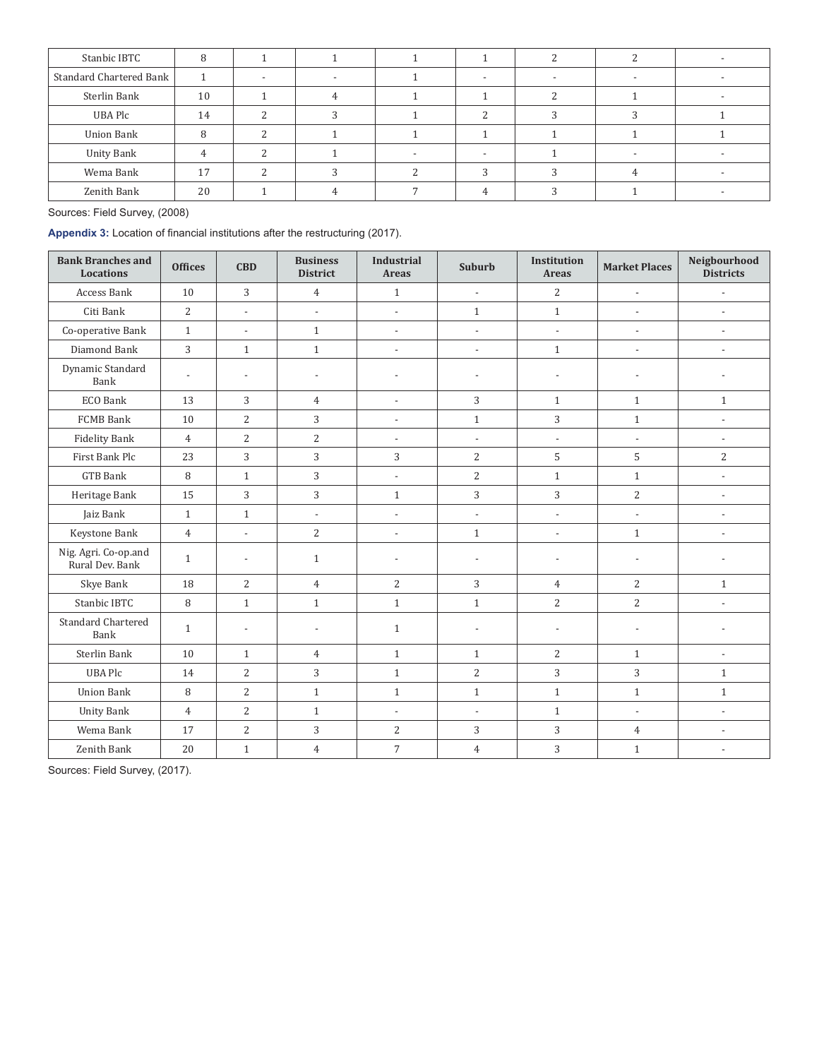| | | | | | | | |
|---|---|---|---|---|---|---|---|
| Stanbic IBTC | 8 | 1 | 1 | 1 | 1 | 2 | 2 | - |
| Standard Chartered Bank | 1 | - | - | 1 | - | - | - | - |
| Sterlin Bank | 10 | 1 | 4 | 1 | 1 | 2 | 1 | - |
| UBA Plc | 14 | 2 | 3 | 1 | 2 | 3 | 3 | 1 |
| Union Bank | 8 | 2 | 1 | 1 | 1 | 1 | 1 | 1 |
| Unity Bank | 4 | 2 | 1 | - | - | 1 | - | - |
| Wema Bank | 17 | 2 | 3 | 2 | 3 | 3 | 4 | - |
| Zenith Bank | 20 | 1 | 4 | 7 | 4 | 3 | 1 | - |

Sources: Field Survey, (2008)

**Appendix 3:** Location of financial institutions after the restructuring (2017).

| Bank Branches and Locations | Offices | CBD | Business District | Industrial Areas | Suburb | Institution Areas | Market Places | Neigbourhood Districts |
|---|---|---|---|---|---|---|---|---|
| Access Bank | 10 | 3 | 4 | 1 | - | 2 | - | - |
| Citi Bank | 2 | - | - | - | 1 | 1 | - | - |
| Co-operative Bank | 1 | - | 1 | - | - | - | - | - |
| Diamond Bank | 3 | 1 | 1 | - | - | 1 | - | - |
| Dynamic Standard Bank | - | - | - | - | - | - | - | - |
| ECO Bank | 13 | 3 | 4 | - | 3 | 1 | 1 | 1 |
| FCMB Bank | 10 | 2 | 3 | - | 1 | 3 | 1 | - |
| Fidelity Bank | 4 | 2 | 2 | - | - | - | - | - |
| First Bank Plc | 23 | 3 | 3 | 3 | 2 | 5 | 5 | 2 |
| GTB Bank | 8 | 1 | 3 | - | 2 | 1 | 1 | - |
| Heritage Bank | 15 | 3 | 3 | 1 | 3 | 3 | 2 | - |
| Jaiz Bank | 1 | 1 | - | - | - | - | - | - |
| Keystone Bank | 4 | - | 2 | - | 1 | - | 1 | - |
| Nig. Agri. Co-op.and Rural Dev. Bank | 1 | - | 1 | - | - | - | - | - |
| Skye Bank | 18 | 2 | 4 | 2 | 3 | 4 | 2 | 1 |
| Stanbic IBTC | 8 | 1 | 1 | 1 | 1 | 2 | 2 | - |
| Standard Chartered Bank | 1 | - | - | 1 | - | - | - | - |
| Sterlin Bank | 10 | 1 | 4 | 1 | 1 | 2 | 1 | - |
| UBA Plc | 14 | 2 | 3 | 1 | 2 | 3 | 3 | 1 |
| Union Bank | 8 | 2 | 1 | 1 | 1 | 1 | 1 | 1 |
| Unity Bank | 4 | 2 | 1 | - | - | 1 | - | - |
| Wema Bank | 17 | 2 | 3 | 2 | 3 | 3 | 4 | - |
| Zenith Bank | 20 | 1 | 4 | 7 | 4 | 3 | 1 | - |

Sources: Field Survey, (2017).